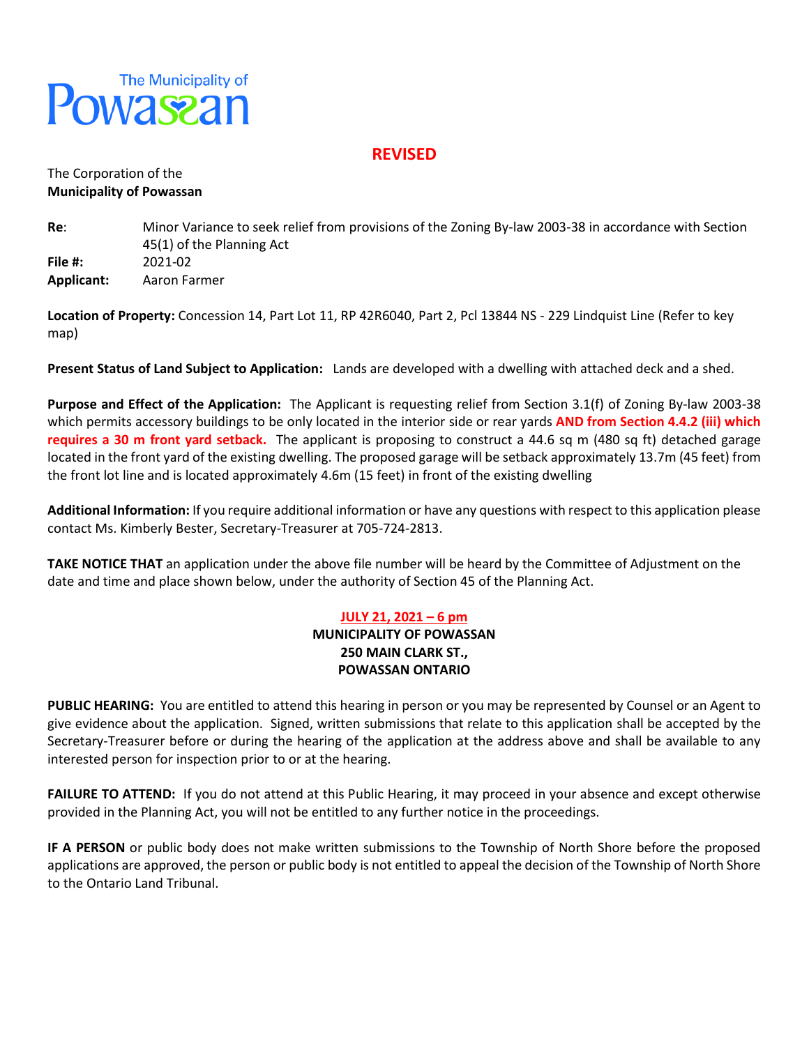The Municipality of Powassan

**REVISED**

The Corporation of the
**Municipality of Powassan**

**Re**: Minor Variance to seek relief from provisions of the Zoning By-law 2003-38 in accordance with Section 45(1) of the Planning Act
**File #:** 2021-02
**Applicant:** Aaron Farmer

**Location of Property:** Concession 14, Part Lot 11, RP 42R6040, Part 2, Pcl 13844 NS - 229 Lindquist Line (Refer to key map)

**Present Status of Land Subject to Application:** Lands are developed with a dwelling with attached deck and a shed.

**Purpose and Effect of the Application:** The Applicant is requesting relief from Section 3.1(f) of Zoning By-law 2003-38 which permits accessory buildings to be only located in the interior side or rear yards **AND from Section 4.4.2 (iii) which requires a 30 m front yard setback.** The applicant is proposing to construct a 44.6 sq m (480 sq ft) detached garage located in the front yard of the existing dwelling. The proposed garage will be setback approximately 13.7m (45 feet) from the front lot line and is located approximately 4.6m (15 feet) in front of the existing dwelling

**Additional Information:** If you require additional information or have any questions with respect to this application please contact Ms. Kimberly Bester, Secretary-Treasurer at 705-724-2813.

**TAKE NOTICE THAT** an application under the above file number will be heard by the Committee of Adjustment on the date and time and place shown below, under the authority of Section 45 of the Planning Act.

**JULY 21, 2021 – 6 pm**
**MUNICIPALITY OF POWASSAN**
**250 MAIN CLARK ST.,**
**POWASSAN ONTARIO**

**PUBLIC HEARING:** You are entitled to attend this hearing in person or you may be represented by Counsel or an Agent to give evidence about the application. Signed, written submissions that relate to this application shall be accepted by the Secretary-Treasurer before or during the hearing of the application at the address above and shall be available to any interested person for inspection prior to or at the hearing.

**FAILURE TO ATTEND:** If you do not attend at this Public Hearing, it may proceed in your absence and except otherwise provided in the Planning Act, you will not be entitled to any further notice in the proceedings.

**IF A PERSON** or public body does not make written submissions to the Township of North Shore before the proposed applications are approved, the person or public body is not entitled to appeal the decision of the Township of North Shore to the Ontario Land Tribunal.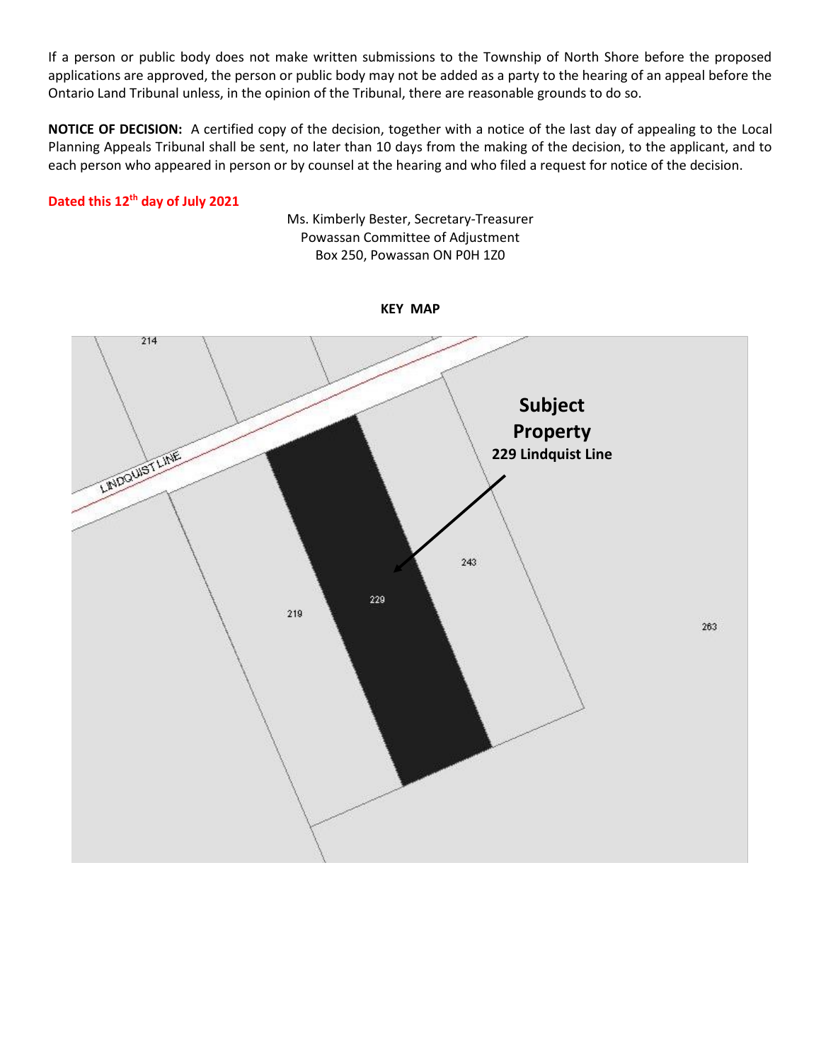If a person or public body does not make written submissions to the Township of North Shore before the proposed applications are approved, the person or public body may not be added as a party to the hearing of an appeal before the Ontario Land Tribunal unless, in the opinion of the Tribunal, there are reasonable grounds to do so.

**NOTICE OF DECISION:** A certified copy of the decision, together with a notice of the last day of appealing to the Local Planning Appeals Tribunal shall be sent, no later than 10 days from the making of the decision, to the applicant, and to each person who appeared in person or by counsel at the hearing and who filed a request for notice of the decision.

**Dated this 12th day of July 2021**

Ms. Kimberly Bester, Secretary-Treasurer
Powassan Committee of Adjustment
Box 250, Powassan ON P0H 1Z0

**KEY MAP**

214

LINDQUIST LINE

**Subject Property**

**229 Lindquist Line**

243

229

219

263